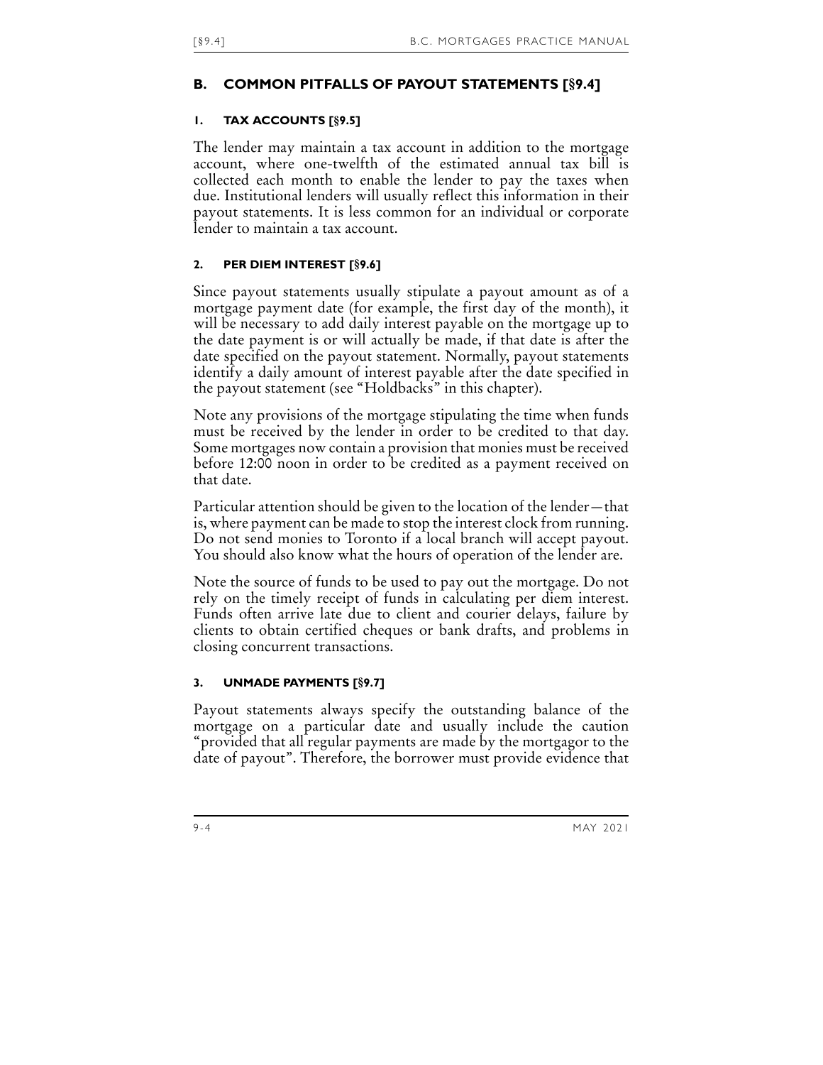## B. COMMON PITFALLS OF PAYOUT STATEMENTS [§9.4]

### 1. TAX ACCOUNTS [§9.5]

The lender may maintain a tax account in addition to the mortgage account, where one-twelfth of the estimated annual tax bill is collected each month to enable the lender to pay the taxes when due. Institutional lenders will usually reflect this information in their payout statements. It is less common for an individual or corporate lender to maintain a tax account.

### 2. PER DIEM INTEREST [§9.6]

Since payout statements usually stipulate a payout amount as of a mortgage payment date (for example, the first day of the month), it will be necessary to add daily interest payable on the mortgage up to the date payment is or will actually be made, if that date is after the date specified on the payout statement. Normally, payout statements identify a daily amount of interest payable after the date specified in the payout statement (see "Holdbacks" in this chapter).

Note any provisions of the mortgage stipulating the time when funds must be received by the lender in order to be credited to that day. Some mortgages now contain a provision that monies must be received before 12:00 noon in order to be credited as a payment received on that date.

Particular attention should be given to the location of the lender—that is, where payment can be made to stop the interest clock from running. Do not send monies to Toronto if a local branch will accept payout. You should also know what the hours of operation of the lender are.

Note the source of funds to be used to pay out the mortgage. Do not rely on the timely receipt of funds in calculating per diem interest. Funds often arrive late due to client and courier delays, failure by clients to obtain certified cheques or bank drafts, and problems in closing concurrent transactions.

### 3. UNMADE PAYMENTS [§9.7]

Payout statements always specify the outstanding balance of the mortgage on a particular date and usually include the caution "provided that all regular payments are made by the mortgagor to the date of payout". Therefore, the borrower must provide evidence that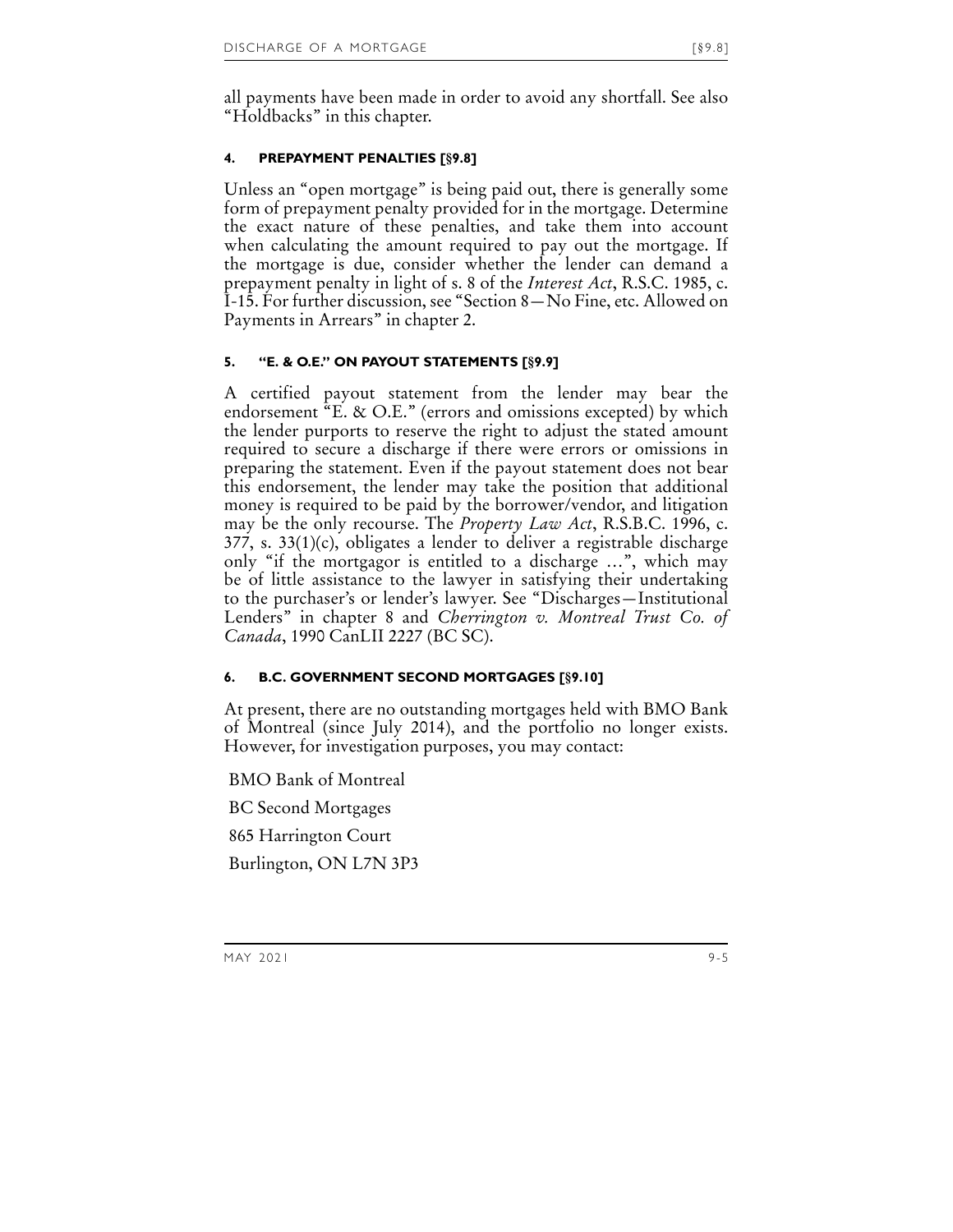all payments have been made in order to avoid any shortfall. See also "Holdbacks" in this chapter.

#### 4. PREPAYMENT PENALTIES [§9.8]

Unless an "open mortgage" is being paid out, there is generally some form of prepayment penalty provided for in the mortgage. Determine the exact nature of these penalties, and take them into account when calculating the amount required to pay out the mortgage. If the mortgage is due, consider whether the lender can demand a prepayment penalty in light of s. 8 of the *Interest Act*, R.S.C. 1985, c. I-15. For further discussion, see "Section 8—No Fine, etc. Allowed on Payments in Arrears" in chapter 2.

#### 5. "E. & O.E." ON PAYOUT STATEMENTS [§9.9]

A certified payout statement from the lender may bear the endorsement "E. & O.E." (errors and omissions excepted) by which the lender purports to reserve the right to adjust the stated amount required to secure a discharge if there were errors or omissions in preparing the statement. Even if the payout statement does not bear this endorsement, the lender may take the position that additional money is required to be paid by the borrower/vendor, and litigation may be the only recourse. The *Property Law Act*, R.S.B.C. 1996, c. 377, s. 33(1)(c), obligates a lender to deliver a registrable discharge only "if the mortgagor is entitled to a discharge …", which may be of little assistance to the lawyer in satisfying their undertaking to the purchaser's or lender's lawyer. See "Discharges—Institutional Lenders" in chapter 8 and *Cherrington v. Montreal Trust Co. of Canada*, 1990 CanLII 2227 (BC SC).

#### 6. B.C. GOVERNMENT SECOND MORTGAGES [§9.10]

At present, there are no outstanding mortgages held with BMO Bank of Montreal (since July 2014), and the portfolio no longer exists. However, for investigation purposes, you may contact:

BMO Bank of Montreal

BC Second Mortgages

865 Harrington Court

Burlington, ON L7N 3P3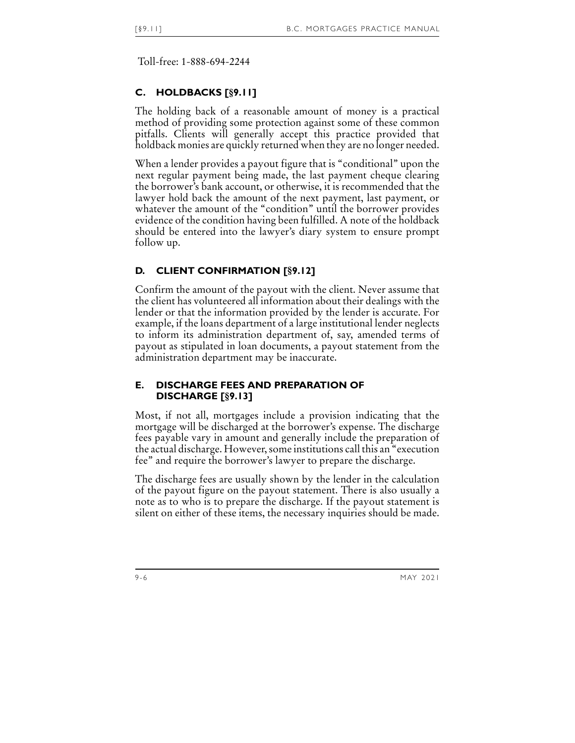Toll-free: 1-888-694-2244

## C. HOLDBACKS [§9.11]

The holding back of a reasonable amount of money is a practical method of providing some protection against some of these common pitfalls. Clients will generally accept this practice provided that holdback monies are quickly returned when they are no longer needed.

When a lender provides a payout figure that is "conditional" upon the next regular payment being made, the last payment cheque clearing the borrower's bank account, or otherwise, it is recommended that the lawyer hold back the amount of the next payment, last payment, or whatever the amount of the "condition" until the borrower provides evidence of the condition having been fulfilled. A note of the holdback should be entered into the lawyer's diary system to ensure prompt follow up.

## D. CLIENT CONFIRMATION [§9.12]

Confirm the amount of the payout with the client. Never assume that the client has volunteered all information about their dealings with the lender or that the information provided by the lender is accurate. For example, if the loans department of a large institutional lender neglects to inform its administration department of, say, amended terms of payout as stipulated in loan documents, a payout statement from the administration department may be inaccurate.

## E. DISCHARGE FEES AND PREPARATION OF DISCHARGE [§9.13]

Most, if not all, mortgages include a provision indicating that the mortgage will be discharged at the borrower's expense. The discharge fees payable vary in amount and generally include the preparation of the actual discharge. However, some institutions call this an "execution fee" and require the borrower's lawyer to prepare the discharge.

The discharge fees are usually shown by the lender in the calculation of the payout figure on the payout statement. There is also usually a note as to who is to prepare the discharge. If the payout statement is silent on either of these items, the necessary inquiries should be made.